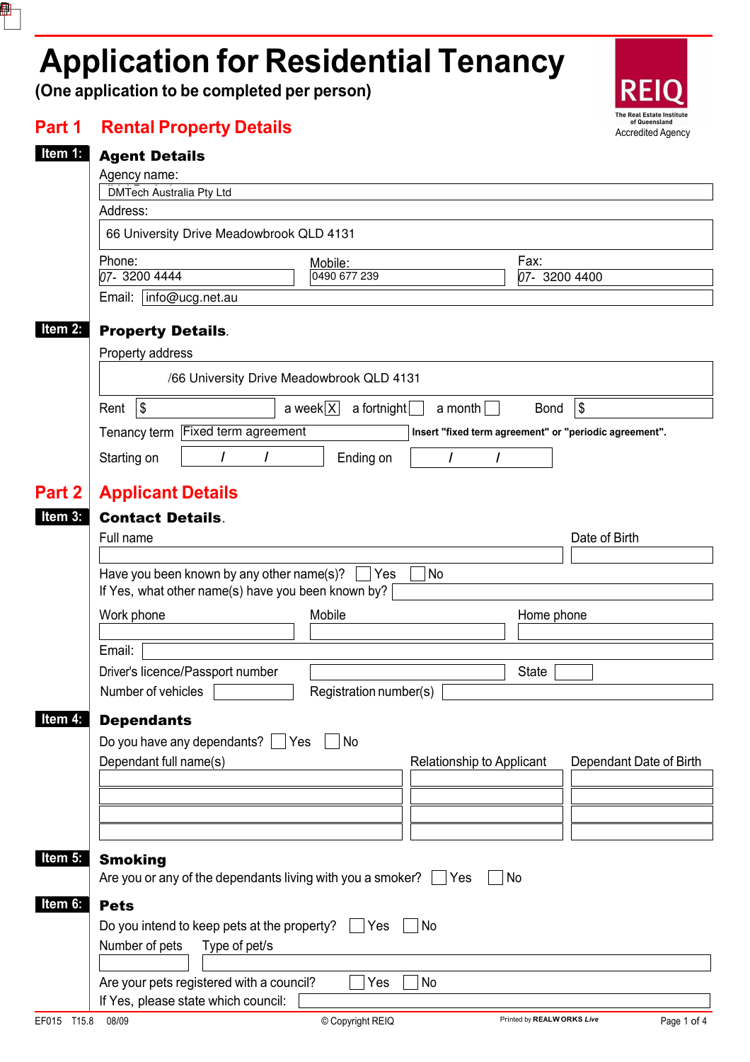# Application for Residential Tenancy

**(One application to be completed per person)**

REIQ
The Real Estate Institute of Queensland
Accredited Agency

## Part 1 Rental Property Details

### Item 1: Agent Details

Agency name: DMTech Australia Pty Ltd

Address: 66 University Drive Meadowbrook QLD 4131

Phone: 07- 3200 4444 Mobile: 0490 677 239 Fax: 07- 3200 4400

Email: info@ucg.net.au

### Item 2: Property Details.

Property address

/66 University Drive Meadowbrook QLD 4131

Rent $ a week [X] a fortnight [ ] a month [ ] Bond $

Tenancy term Fixed term agreement **Insert "fixed term agreement" or "periodic agreement".**

Starting on / / Ending on / /

## Part 2 Applicant Details

### Item 3: Contact Details.

Full name Date of Birth

Have you been known by any other name(s)? [ ] Yes [ ] No

If Yes, what other name(s) have you been known by?

Work phone Mobile Home phone

Email:

Driver's licence/Passport number State

Number of vehicles Registration number(s)

### Item 4: Dependants

Do you have any dependants? [ ] Yes [ ] No

| Dependant full name(s) | Relationship to Applicant | Dependant Date of Birth |
|---|---|---|
| | | |
| | | |
| | | |
| | | |

### Item 5: Smoking

Are you or any of the dependants living with you a smoker? [ ] Yes [ ] No

### Item 6: Pets

Do you intend to keep pets at the property? [ ] Yes [ ] No

Number of pets Type of pet/s

Are your pets registered with a council? [ ] Yes [ ] No

If Yes, please state which council:

EF015 T15.8 08/09 © Copyright REIQ Printed by REALWORKS Live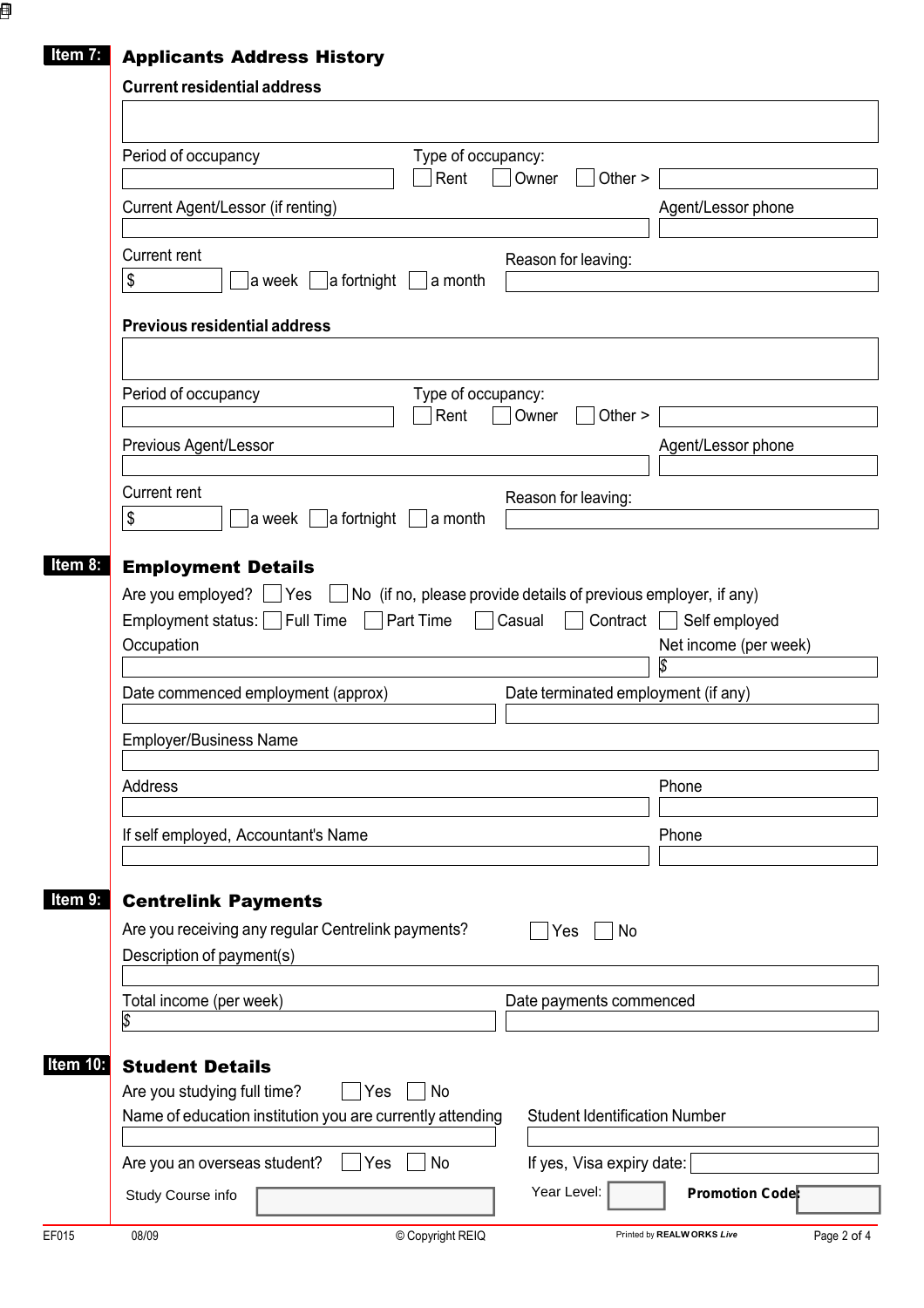**Item 7:** 

## Applicants Address History

### Current residential address

Period of occupancy

Type of occupancy: ☐ Rent ☐ Owner ☐ Other >

Current Agent/Lessor (if renting)

Agent/Lessor phone

Current rent

$ ☐ a week ☐ a fortnight ☐ a month

Reason for leaving:

### Previous residential address

Period of occupancy

Type of occupancy: ☐ Rent ☐ Owner ☐ Other >

Previous Agent/Lessor

Agent/Lessor phone

Current rent

$ ☐ a week ☐ a fortnight ☐ a month

Reason for leaving:

**Item 8:** 

## Employment Details

Are you employed? ☐ Yes ☐ No (if no, please provide details of previous employer, if any)

Employment status: ☐ Full Time ☐ Part Time ☐ Casual ☐ Contract ☐ Self employed

Occupation

Net income (per week)

$

Date commenced employment (approx)

Date terminated employment (if any)

Employer/Business Name

Address

Phone

If self employed, Accountant's Name

Phone

**Item 9:** 

## Centrelink Payments

Are you receiving any regular Centrelink payments? ☐ Yes ☐ No

Description of payment(s)

Total income (per week)

$

Date payments commenced

**Item 10:** 

## Student Details

Are you studying full time? ☐ Yes ☐ No

Name of education institution you are currently attending

Student Identification Number

Are you an overseas student? ☐ Yes ☐ No

If yes, Visa expiry date:

Study Course info

Year Level:

**Promotion Code:**

EF015 08/09 © Copyright REIQ Printed by **REALWORKS *Live***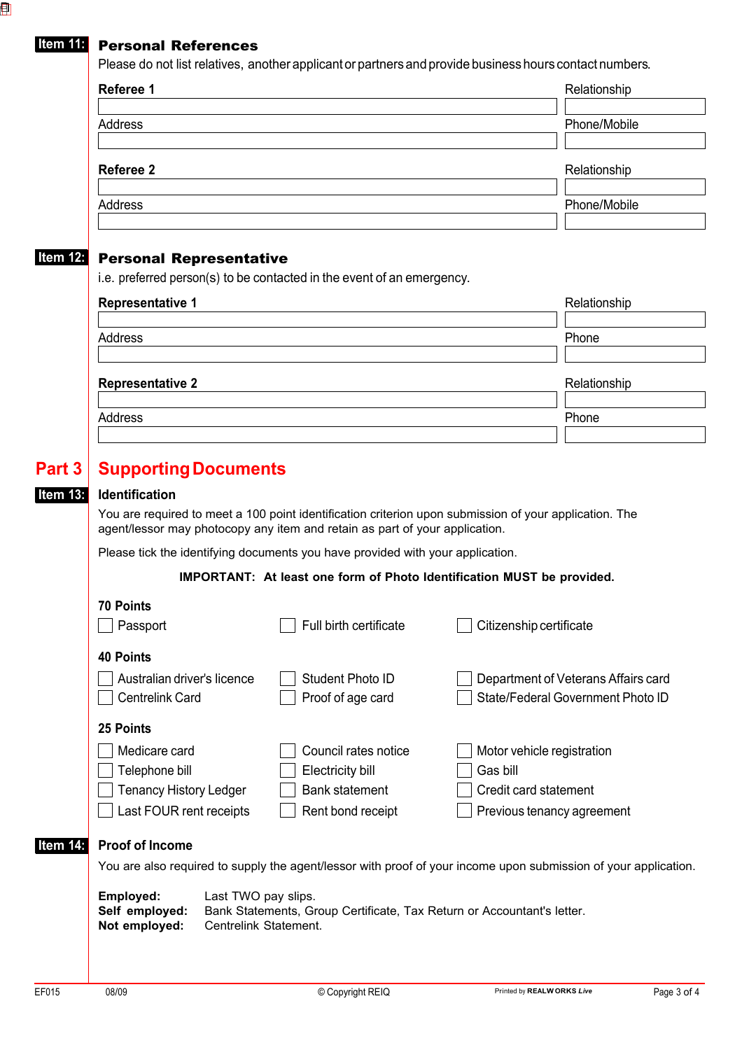## Item 11: Personal References

Please do not list relatives, another applicant or partners and provide business hours contact numbers.

**Referee 1** Relationship

Address Phone/Mobile

**Referee 2** Relationship

Address Phone/Mobile

## Item 12: Personal Representative

i.e. preferred person(s) to be contacted in the event of an emergency.

**Representative 1** Relationship

Address Phone

**Representative 2** Relationship

Address Phone

# Part 3 Supporting Documents

## Item 13: Identification

You are required to meet a 100 point identification criterion upon submission of your application. The agent/lessor may photocopy any item and retain as part of your application.

Please tick the identifying documents you have provided with your application.

**IMPORTANT: At least one form of Photo Identification MUST be provided.**

**70 Points**

- ☐ Passport
- ☐ Full birth certificate
- ☐ Citizenship certificate

**40 Points**

- ☐ Australian driver's licence
- ☐ Student Photo ID
- ☐ Department of Veterans Affairs card
- ☐ Centrelink Card
- ☐ Proof of age card
- ☐ State/Federal Government Photo ID

**25 Points**

- ☐ Medicare card
- ☐ Council rates notice
- ☐ Motor vehicle registration
- ☐ Telephone bill
- ☐ Electricity bill
- ☐ Gas bill
- ☐ Tenancy History Ledger
- ☐ Bank statement
- ☐ Credit card statement
- ☐ Last FOUR rent receipts
- ☐ Rent bond receipt
- ☐ Previous tenancy agreement

## Item 14: Proof of Income

You are also required to supply the agent/lessor with proof of your income upon submission of your application.

**Employed:** Last TWO pay slips.
**Self employed:** Bank Statements, Group Certificate, Tax Return or Accountant's letter.
**Not employed:** Centrelink Statement.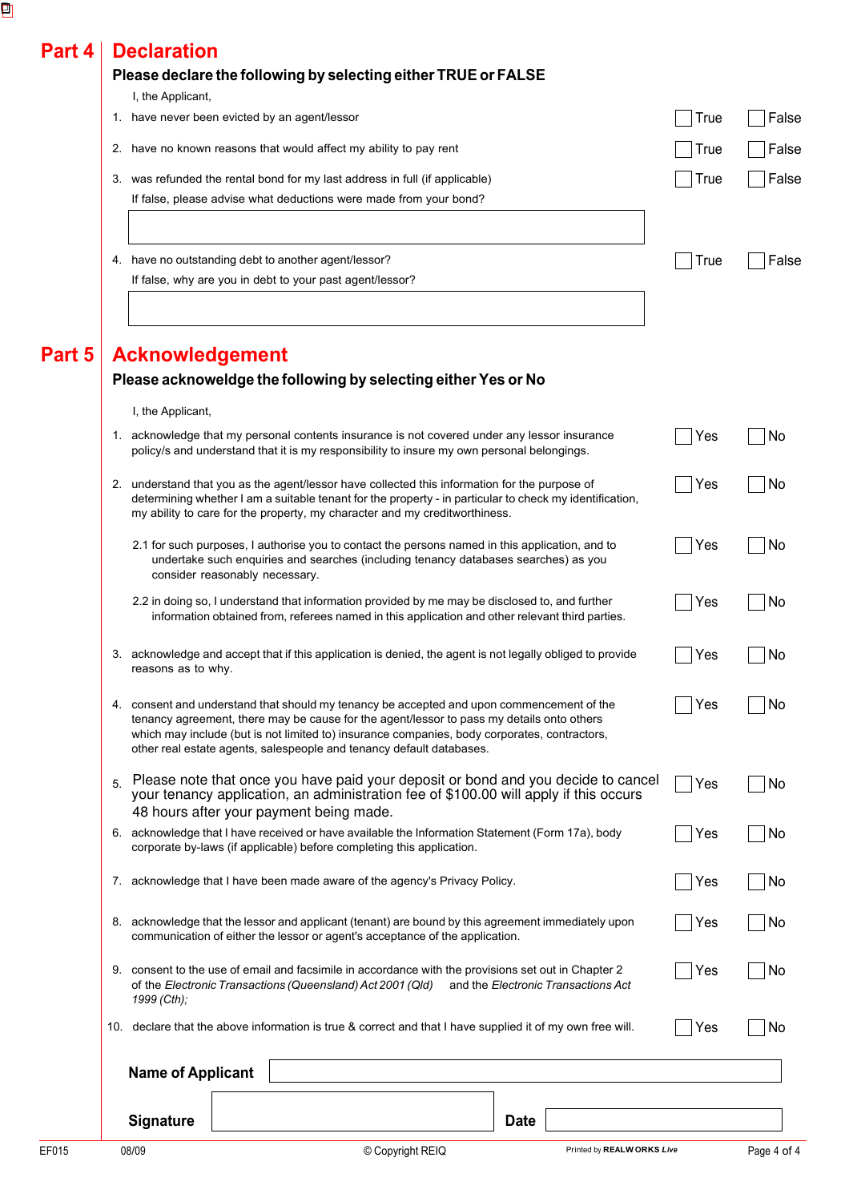## Part 4 Declaration

### Please declare the following by selecting either TRUE or FALSE

I, the Applicant,

1. have never been evicted by an agent/lessor — ☐ True ☐ False
2. have no known reasons that would affect my ability to pay rent — ☐ True ☐ False
3. was refunded the rental bond for my last address in full (if applicable) — ☐ True ☐ False

   If false, please advise what deductions were made from your bond?

4. have no outstanding debt to another agent/lessor? — ☐ True ☐ False

   If false, why are you in debt to your past agent/lessor?

## Part 5 Acknowledgement

### Please acknoweldge the following by selecting either Yes or No

I, the Applicant,

1. acknowledge that my personal contents insurance is not covered under any lessor insurance policy/s and understand that it is my responsibility to insure my own personal belongings. — ☐ Yes ☐ No
2. understand that you as the agent/lessor have collected this information for the purpose of determining whether I am a suitable tenant for the property - in particular to check my identification, my ability to care for the property, my character and my creditworthiness. — ☐ Yes ☐ No

   2.1 for such purposes, I authorise you to contact the persons named in this application, and to undertake such enquiries and searches (including tenancy databases searches) as you consider reasonably necessary. — ☐ Yes ☐ No

   2.2 in doing so, I understand that information provided by me may be disclosed to, and further information obtained from, referees named in this application and other relevant third parties. — ☐ Yes ☐ No

3. acknowledge and accept that if this application is denied, the agent is not legally obliged to provide reasons as to why. — ☐ Yes ☐ No
4. consent and understand that should my tenancy be accepted and upon commencement of the tenancy agreement, there may be cause for the agent/lessor to pass my details onto others which may include (but is not limited to) insurance companies, body corporates, contractors, other real estate agents, salespeople and tenancy default databases. — ☐ Yes ☐ No
5. Please note that once you have paid your deposit or bond and you decide to cancel your tenancy application, an administration fee of $100.00 will apply if this occurs 48 hours after your payment being made. — ☐ Yes ☐ No
6. acknowledge that I have received or have available the Information Statement (Form 17a), body corporate by-laws (if applicable) before completing this application. — ☐ Yes ☐ No
7. acknowledge that I have been made aware of the agency's Privacy Policy. — ☐ Yes ☐ No
8. acknowledge that the lessor and applicant (tenant) are bound by this agreement immediately upon communication of either the lessor or agent's acceptance of the application. — ☐ Yes ☐ No
9. consent to the use of email and facsimile in accordance with the provisions set out in Chapter 2 of the *Electronic Transactions (Queensland) Act 2001 (Qld)* and the *Electronic Transactions Act 1999 (Cth);* — ☐ Yes ☐ No
10. declare that the above information is true & correct and that I have supplied it of my own free will. — ☐ Yes ☐ No

**Name of Applicant** ____________________

**Signature** ____________________ **Date** ____________________

EF015 08/09 © Copyright REIQ Printed by REALWORKS *Live*